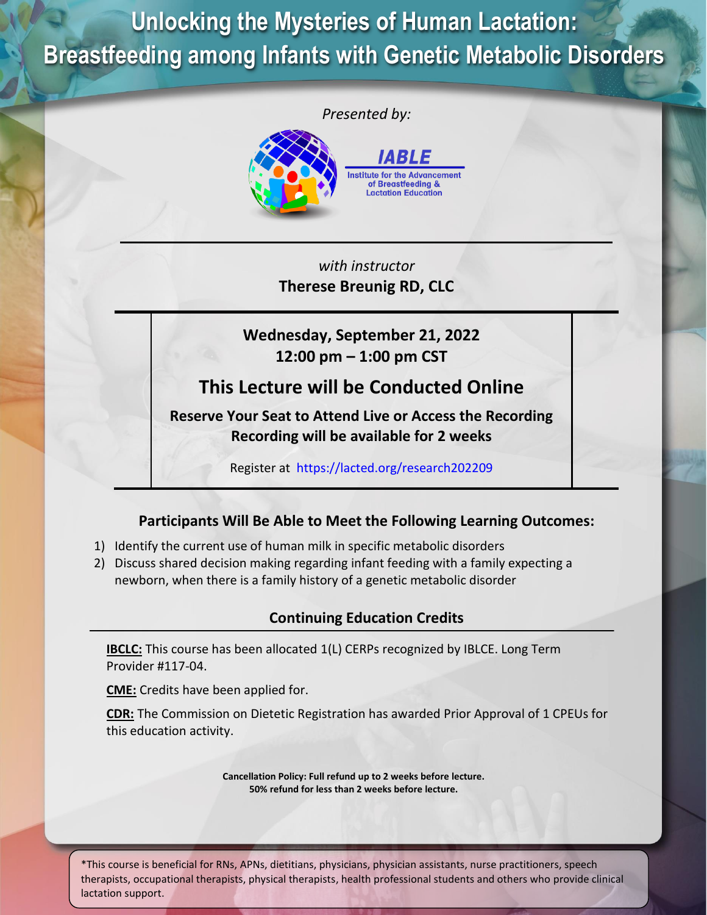# Unlocking the Mysteries of Human Lactation: Breastfeeding among Infants with Genetic Metabolic Disorders

*Presented by:*

**IABLE**
Institute for the Advancement of Breastfeeding & Lactation Education

*with instructor*
**Therese Breunig RD, CLC**

**Wednesday, September 21, 2022**
**12:00 pm – 1:00 pm CST**

## This Lecture will be Conducted Online

**Reserve Your Seat to Attend Live or Access the Recording**
**Recording will be available for 2 weeks**

Register at https://lacted.org/research202209

### Participants Will Be Able to Meet the Following Learning Outcomes:

1) Identify the current use of human milk in specific metabolic disorders
2) Discuss shared decision making regarding infant feeding with a family expecting a newborn, when there is a family history of a genetic metabolic disorder

### Continuing Education Credits

**IBCLC:** This course has been allocated 1(L) CERPs recognized by IBLCE. Long Term Provider #117-04.

**CME:** Credits have been applied for.

**CDR:** The Commission on Dietetic Registration has awarded Prior Approval of 1 CPEUs for this education activity.

**Cancellation Policy: Full refund up to 2 weeks before lecture.**
**50% refund for less than 2 weeks before lecture.**

*This course is beneficial for RNs, APNs, dietitians, physicians, physician assistants, nurse practitioners, speech therapists, occupational therapists, physical therapists, health professional students and others who provide clinical lactation support.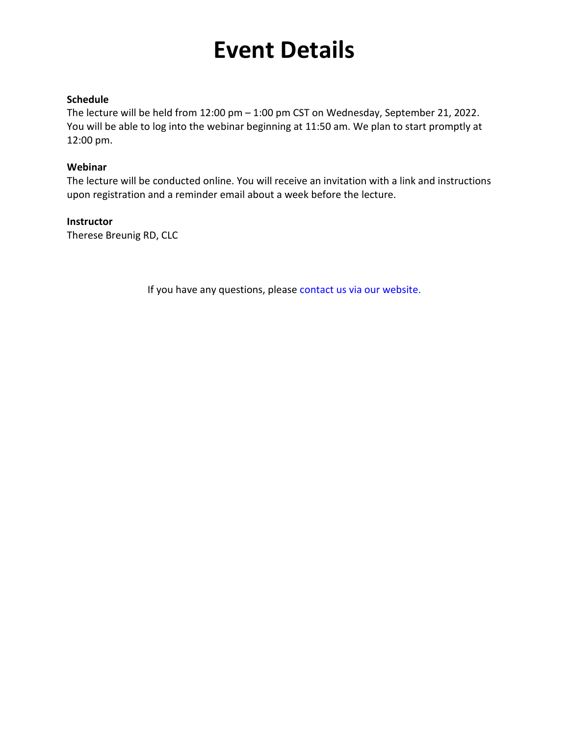# Event Details

**Schedule**
The lecture will be held from 12:00 pm – 1:00 pm CST on Wednesday, September 21, 2022. You will be able to log into the webinar beginning at 11:50 am. We plan to start promptly at 12:00 pm.

**Webinar**
The lecture will be conducted online. You will receive an invitation with a link and instructions upon registration and a reminder email about a week before the lecture.

**Instructor**
Therese Breunig RD, CLC

If you have any questions, please contact us via our website.